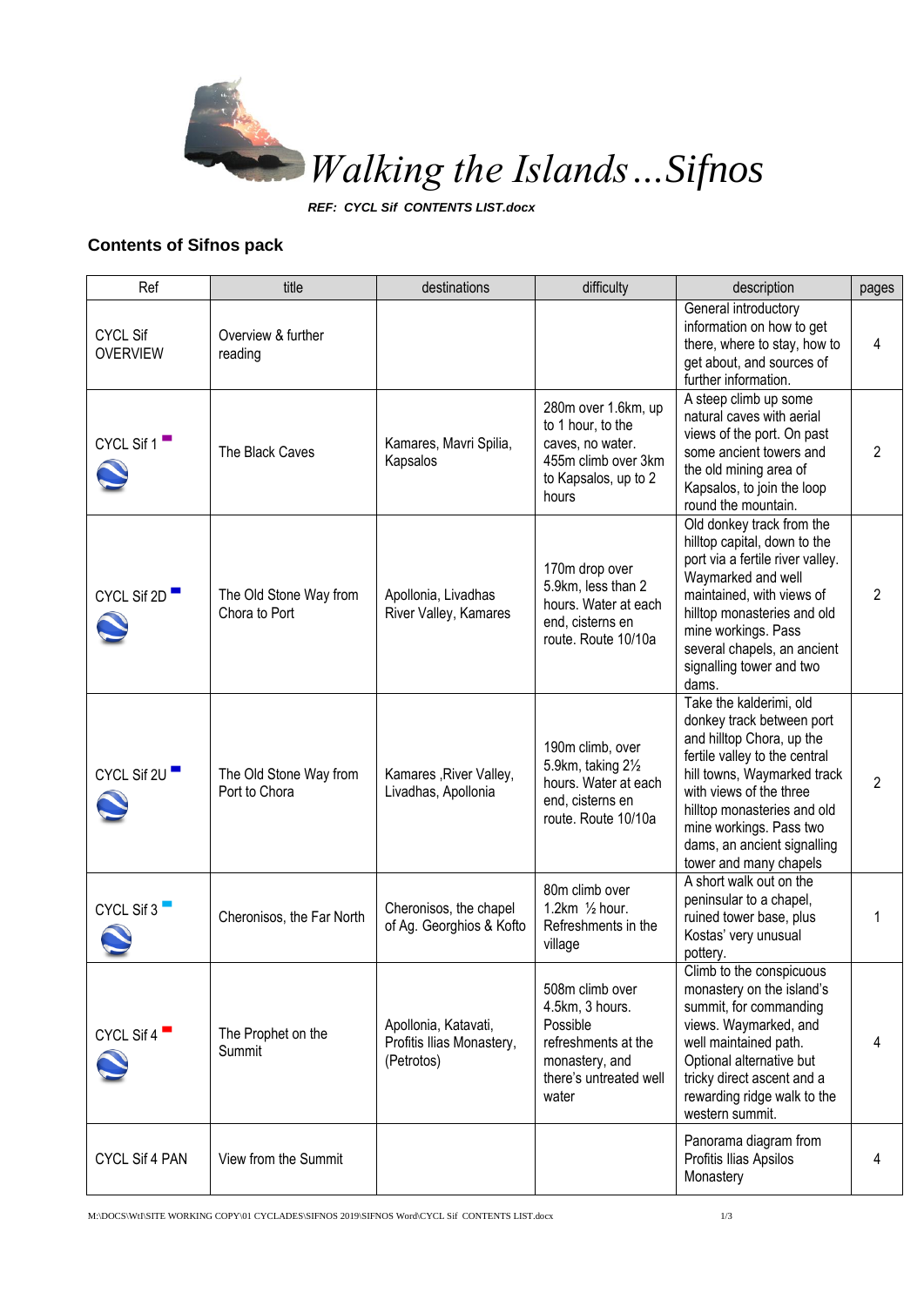# *Walking the Islands…Sifnos*

***REF: CYCL Sif CONTENTS LIST.docx***

## Contents of Sifnos pack

| Ref | title | destinations | difficulty | description | pages |
|---|---|---|---|---|---|
| CYCL Sif OVERVIEW | Overview & further reading | | | General introductory information on how to get there, where to stay, how to get about, and sources of further information. | 4 |
| CYCL Sif 1 | The Black Caves | Kamares, Mavri Spilia, Kapsalos | 280m over 1.6km, up to 1 hour, to the caves, no water. 455m climb over 3km to Kapsalos, up to 2 hours | A steep climb up some natural caves with aerial views of the port. On past some ancient towers and the old mining area of Kapsalos, to join the loop round the mountain. | 2 |
| CYCL Sif 2D | The Old Stone Way from Chora to Port | Apollonia, Livadhas River Valley, Kamares | 170m drop over 5.9km, less than 2 hours. Water at each end, cisterns en route. Route 10/10a | Old donkey track from the hilltop capital, down to the port via a fertile river valley. Waymarked and well maintained, with views of hilltop monasteries and old mine workings. Pass several chapels, an ancient signalling tower and two dams. | 2 |
| CYCL Sif 2U | The Old Stone Way from Port to Chora | Kamares ,River Valley, Livadhas, Apollonia | 190m climb, over 5.9km, taking 2½ hours. Water at each end, cisterns en route. Route 10/10a | Take the kalderimi, old donkey track between port and hilltop Chora, up the fertile valley to the central hill towns, Waymarked track with views of the three hilltop monasteries and old mine workings. Pass two dams, an ancient signalling tower and many chapels | 2 |
| CYCL Sif 3 | Cheronisos, the Far North | Cheronisos, the chapel of Ag. Georghios & Kofto | 80m climb over 1.2km ½ hour. Refreshments in the village | A short walk out on the peninsular to a chapel, ruined tower base, plus Kostas' very unusual pottery. | 1 |
| CYCL Sif 4 | The Prophet on the Summit | Apollonia, Katavati, Profitis Ilias Monastery, (Petrotos) | 508m climb over 4.5km, 3 hours. Possible refreshments at the monastery, and there's untreated well water | Climb to the conspicuous monastery on the island's summit, for commanding views. Waymarked, and well maintained path. Optional alternative but tricky direct ascent and a rewarding ridge walk to the western summit. | 4 |
| CYCL Sif 4 PAN | View from the Summit | | | Panorama diagram from Profitis Ilias Apsilos Monastery | 4 |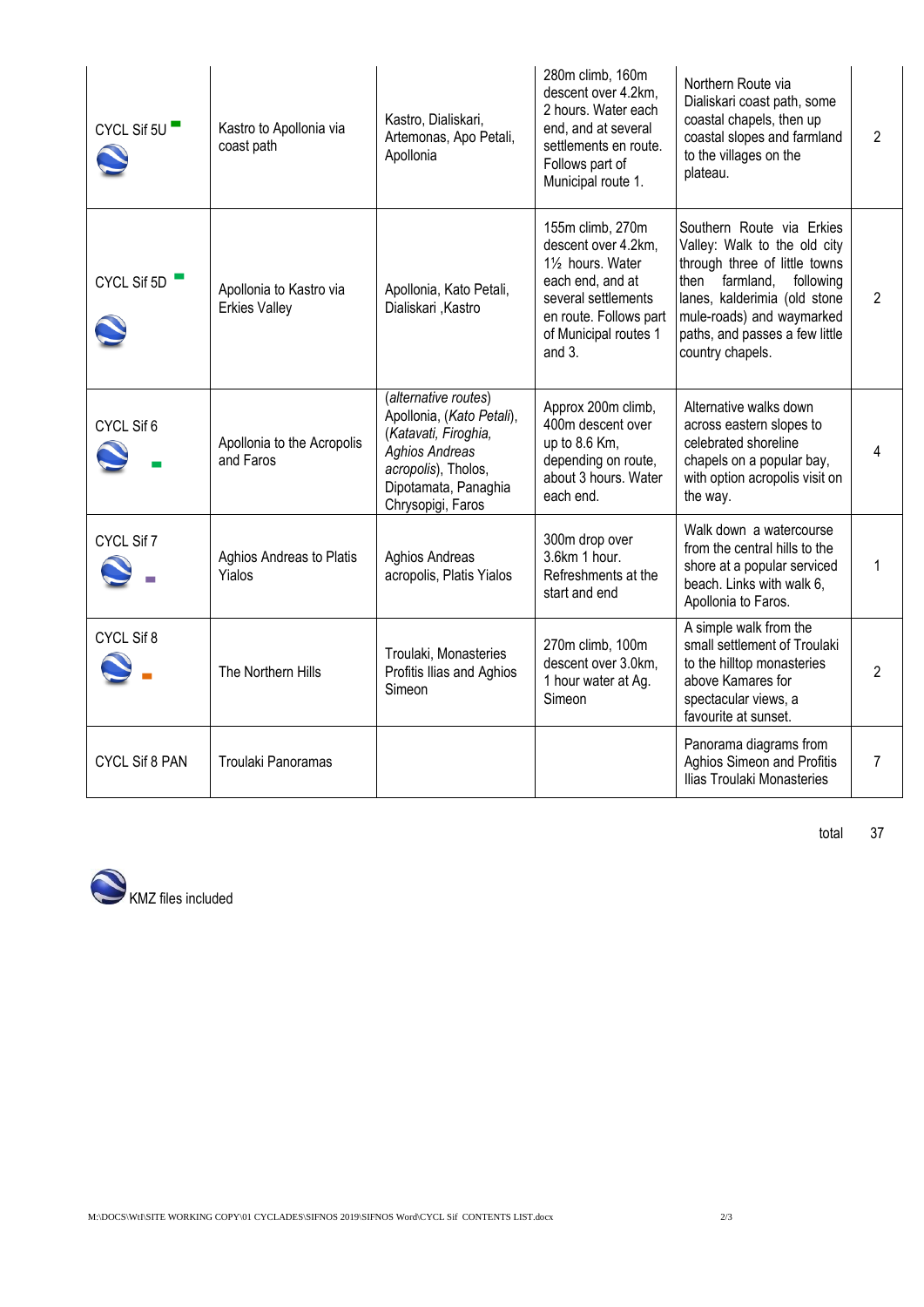| | | | | | |
|---|---|---|---|---|---|
| CYCL Sif 5U | Kastro to Apollonia via coast path | Kastro, Dialiskari, Artemonas, Apo Petali, Apollonia | 280m climb, 160m descent over 4.2km, 2 hours. Water each end, and at several settlements en route. Follows part of Municipal route 1. | Northern Route via Dialiskari coast path, some coastal chapels, then up coastal slopes and farmland to the villages on the plateau. | 2 |
| CYCL Sif 5D | Apollonia to Kastro via Erkies Valley | Apollonia, Kato Petali, Dialiskari ,Kastro | 155m climb, 270m descent over 4.2km, 1½ hours. Water each end, and at several settlements en route. Follows part of Municipal routes 1 and 3. | Southern Route via Erkies Valley: Walk to the old city through three of little towns then farmland, following lanes, kalderimia (old stone mule-roads) and waymarked paths, and passes a few little country chapels. | 2 |
| CYCL Sif 6 | Apollonia to the Acropolis and Faros | (*alternative routes*) Apollonia, (*Kato Petali*), (*Katavati, Firoghia, Aghios Andreas acropolis*), Tholos, Dipotamata, Panaghia Chrysopigi, Faros | Approx 200m climb, 400m descent over up to 8.6 Km, depending on route, about 3 hours. Water each end. | Alternative walks down across eastern slopes to celebrated shoreline chapels on a popular bay, with option acropolis visit on the way. | 4 |
| CYCL Sif 7 | Aghios Andreas to Platis Yialos | Aghios Andreas acropolis, Platis Yialos | 300m drop over 3.6km 1 hour. Refreshments at the start and end | Walk down a watercourse from the central hills to the shore at a popular serviced beach. Links with walk 6, Apollonia to Faros. | 1 |
| CYCL Sif 8 | The Northern Hills | Troulaki, Monasteries Profitis Ilias and Aghios Simeon | 270m climb, 100m descent over 3.0km, 1 hour water at Ag. Simeon | A simple walk from the small settlement of Troulaki to the hilltop monasteries above Kamares for spectacular views, a favourite at sunset. | 2 |
| CYCL Sif 8 PAN | Troulaki Panoramas | | | Panorama diagrams from Aghios Simeon and Profitis Ilias Troulaki Monasteries | 7 |
| | | | | total | 37 |

KMZ files included

M:\DOCS\Wtl\SITE WORKING COPY\01 CYCLADES\SIFNOS 2019\SIFNOS Word\CYCL Sif CONTENTS LIST.docx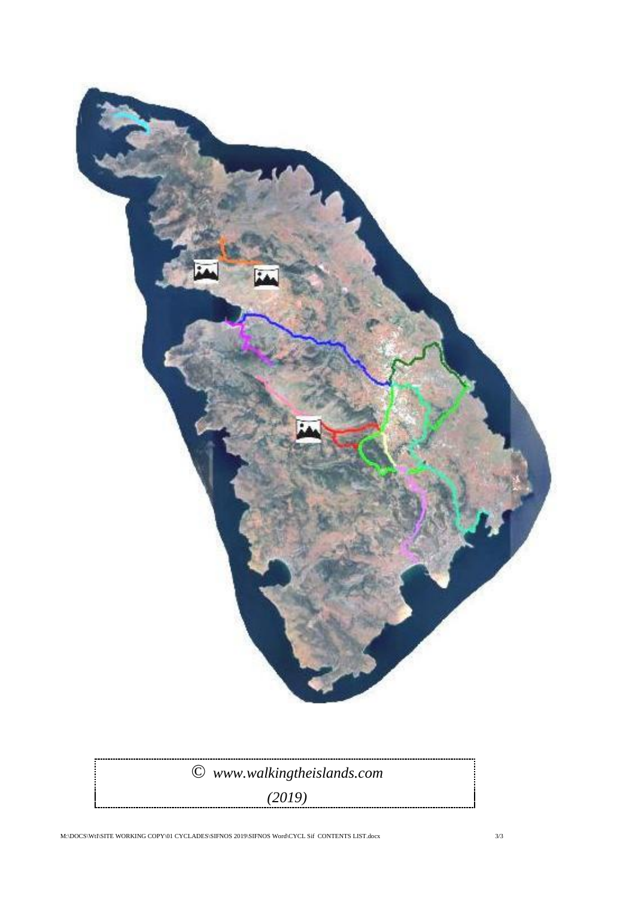© *www.walkingtheislands.com*

*(2019)*